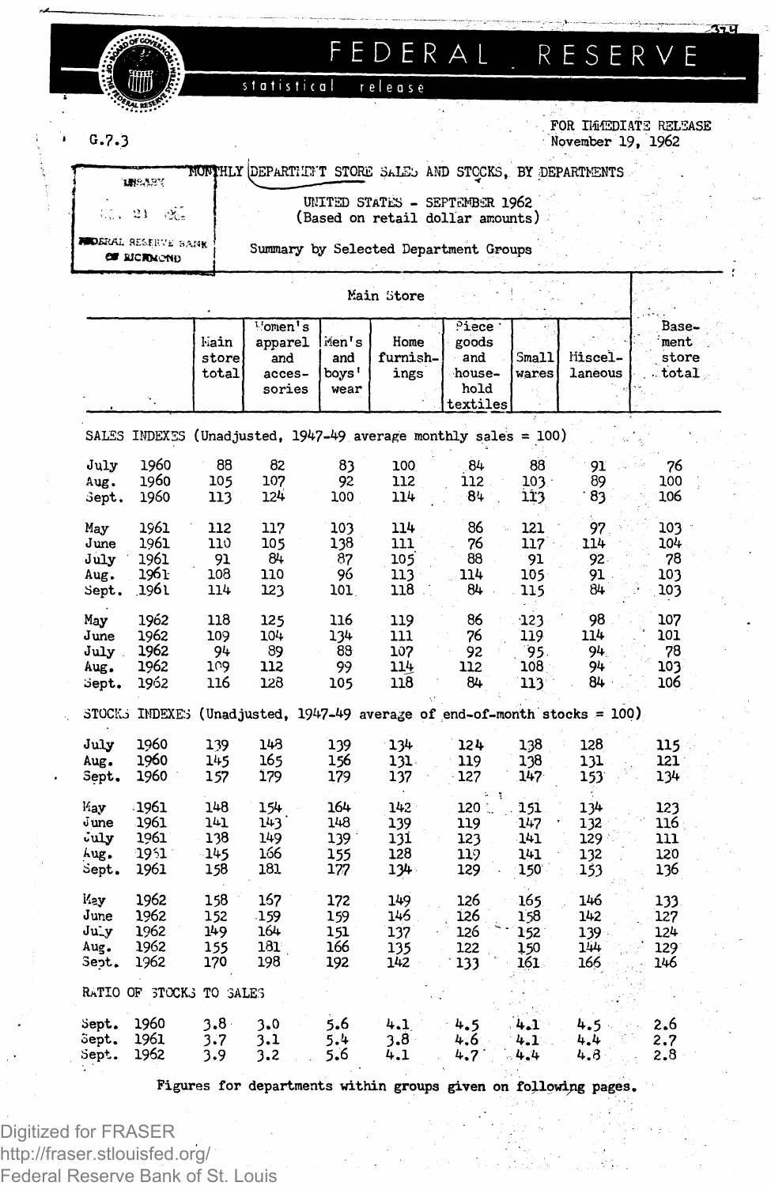# FEDERAL RESERVE

statistical release

G.7.3

FOR IMMEDIATE RELEASE
November 19, 1962

LIBRARY
NOV 21 1962
FEDERAL RESERVE BANK OF RICHMOND

## MONTHLY DEPARTMENT STORE SALES AND STOCKS, BY DEPARTMENTS

UNITED STATES - SEPTEMBER 1962
(Based on retail dollar amounts)

Summary by Selected Department Groups

| | | Main Store | | | | | | | Basement store total |
|---|---|---|---|---|---|---|---|---|---|
| | | Main store total | Women's apparel and accessories | Men's and boys' wear | Home furnishings | Piece goods and household textiles | Small wares | Miscellaneous | |
| **SALES INDEXES (Unadjusted, 1947-49 average monthly sales = 100)** | | | | | | | | | |
| July | 1960 | 88 | 82 | 83 | 100 | 84 | 88 | 91 | 76 |
| Aug. | 1960 | 105 | 107 | 92 | 112 | 112 | 103 | 89 | 100 |
| Sept. | 1960 | 113 | 124 | 100 | 114 | 84 | 113 | 83 | 106 |
| May | 1961 | 112 | 117 | 103 | 114 | 86 | 121 | 97 | 103 |
| June | 1961 | 110 | 105 | 138 | 111 | 76 | 117 | 114 | 104 |
| July | 1961 | 91 | 84 | 87 | 105 | 88 | 91 | 92 | 78 |
| Aug. | 1961 | 108 | 110 | 96 | 113 | 114 | 105 | 91 | 103 |
| Sept. | 1961 | 114 | 123 | 101 | 118 | 84 | 115 | 84 | 103 |
| May | 1962 | 118 | 125 | 116 | 119 | 86 | 123 | 98 | 107 |
| June | 1962 | 109 | 104 | 134 | 111 | 76 | 119 | 114 | 101 |
| July | 1962 | 94 | 89 | 88 | 107 | 92 | 95 | 94 | 78 |
| Aug. | 1962 | 109 | 112 | 99 | 114 | 112 | 108 | 94 | 103 |
| Sept. | 1962 | 116 | 128 | 105 | 118 | 84 | 113 | 84 | 106 |
| **STOCKS INDEXES (Unadjusted, 1947-49 average of end-of-month stocks = 100)** | | | | | | | | | |
| July | 1960 | 139 | 148 | 139 | 134 | 124 | 138 | 128 | 115 |
| Aug. | 1960 | 145 | 165 | 156 | 131 | 119 | 138 | 131 | 121 |
| Sept. | 1960 | 157 | 179 | 179 | 137 | 127 | 147 | 153 | 134 |
| May | 1961 | 148 | 154 | 164 | 142 | 120 | 151 | 134 | 123 |
| June | 1961 | 141 | 143 | 148 | 139 | 119 | 147 | 132 | 116 |
| July | 1961 | 138 | 149 | 139 | 131 | 123 | 141 | 129 | 111 |
| Aug. | 1961 | 145 | 166 | 155 | 128 | 119 | 141 | 132 | 120 |
| Sept. | 1961 | 158 | 181 | 177 | 134 | 129 | 150 | 153 | 136 |
| May | 1962 | 158 | 167 | 172 | 149 | 126 | 165 | 146 | 133 |
| June | 1962 | 152 | 159 | 159 | 146 | 126 | 158 | 142 | 127 |
| July | 1962 | 149 | 164 | 151 | 137 | 126 | 152 | 139 | 124 |
| Aug. | 1962 | 155 | 181 | 166 | 135 | 122 | 150 | 144 | 129 |
| Sept. | 1962 | 170 | 198 | 192 | 142 | 133 | 161 | 166 | 146 |
| **RATIO OF STOCKS TO SALES** | | | | | | | | | |
| Sept. | 1960 | 3.8 | 3.0 | 5.6 | 4.1 | 4.5 | 4.1 | 4.5 | 2.6 |
| Sept. | 1961 | 3.7 | 3.1 | 5.4 | 3.8 | 4.6 | 4.1 | 4.4 | 2.7 |
| Sept. | 1962 | 3.9 | 3.2 | 5.6 | 4.1 | 4.7 | 4.4 | 4.8 | 2.8 |

Figures for departments within groups given on following pages.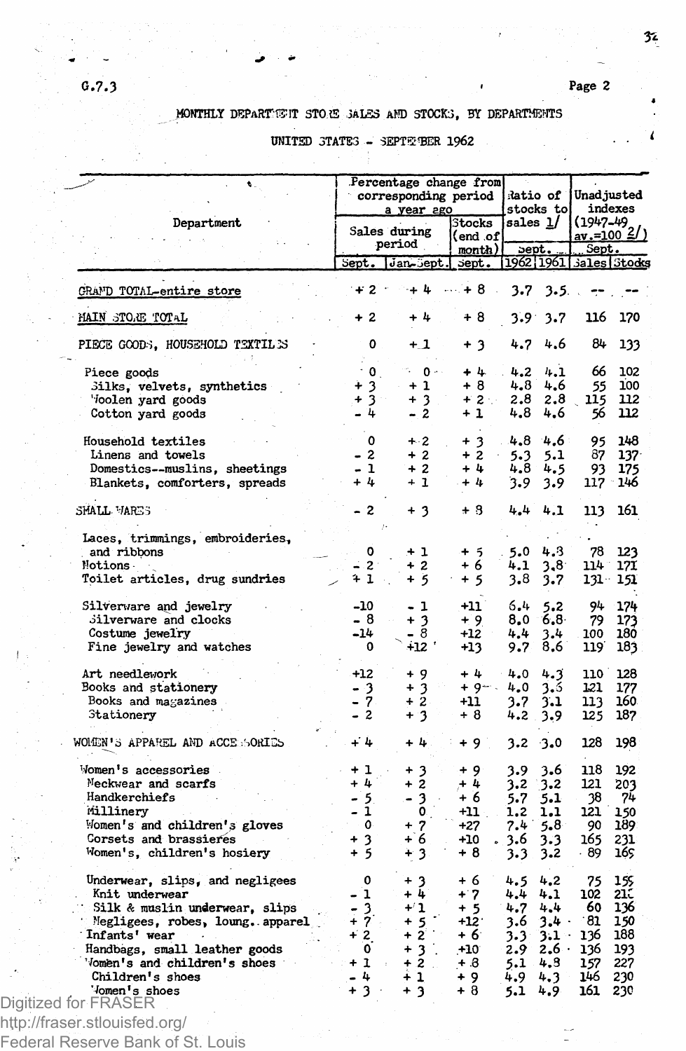G.7.3

## MONTHLY DEPARTMENT STORE SALES AND STOCKS, BY DEPARTMENTS

### UNITED STATES - SEPTEMBER 1962

| Department | Percentage change from corresponding period a year ago | | | Ratio of stocks to sales 1/ | | Unadjusted indexes (1947-49 av.=100 2/) | |
|---|---|---|---|---|---|---|---|
| | Sales during period | | Stocks (end of month) | Sept. | | Sept. | |
| | Sept. | Jan.-Sept. | Sept. | 1962 | 1961 | Sales | Stocks |
| GRAND TOTAL-entire store | + 2 | + 4 | + 8 | 3.7 | 3.5 | -- | -- |
| MAIN STORE TOTAL | + 2 | + 4 | + 8 | 3.9 | 3.7 | 116 | 170 |
| PIECE GOODS, HOUSEHOLD TEXTILES | 0 | + 1 | + 3 | 4.7 | 4.6 | 84 | 133 |
| Piece goods | 0 | 0 | + 4 | 4.2 | 4.1 | 66 | 102 |
| Silks, velvets, synthetics | + 3 | + 1 | + 8 | 4.8 | 4.6 | 55 | 100 |
| Woolen yard goods | + 3 | + 3 | + 2 | 2.8 | 2.8 | 115 | 112 |
| Cotton yard goods | - 4 | - 2 | + 1 | 4.8 | 4.6 | 56 | 112 |
| Household textiles | 0 | + 2 | + 3 | 4.8 | 4.6 | 95 | 148 |
| Linens and towels | - 2 | + 2 | + 2 | 5.3 | 5.1 | 87 | 137 |
| Domestics--muslins, sheetings | - 1 | + 2 | + 4 | 4.8 | 4.5 | 93 | 175 |
| Blankets, comforters, spreads | + 4 | + 1 | + 4 | 3.9 | 3.9 | 117 | 146 |
| SMALL WARES | - 2 | + 3 | + 8 | 4.4 | 4.1 | 113 | 161 |
| Laces, trimmings, embroideries, and ribbons | 0 | + 1 | + 5 | 5.0 | 4.3 | 78 | 123 |
| Notions | - 2 | + 2 | + 6 | 4.1 | 3.8 | 114 | 171 |
| Toilet articles, drug sundries | + 1 | + 5 | + 5 | 3.8 | 3.7 | 131 | 151 |
| Silverware and jewelry | -10 | - 1 | +11 | 6.4 | 5.2 | 94 | 174 |
| Silverware and clocks | - 8 | + 3 | + 9 | 8.0 | 6.8 | 79 | 173 |
| Costume jewelry | -14 | - 8 | +12 | 4.4 | 3.4 | 100 | 180 |
| Fine jewelry and watches | 0 | +12 | +13 | 9.7 | 8.6 | 119 | 183 |
| Art needlework | +12 | + 9 | + 4 | 4.0 | 4.3 | 110 | 128 |
| Books and stationery | - 3 | + 3 | + 9 | 4.0 | 3.5 | 121 | 177 |
| Books and magazines | - 7 | + 2 | +11 | 3.7 | 3.1 | 113 | 160 |
| Stationery | - 2 | + 3 | + 8 | 4.2 | 3.9 | 125 | 187 |
| WOMEN'S APPAREL AND ACCESSORIES | + 4 | + 4 | + 9 | 3.2 | 3.0 | 128 | 198 |
| Women's accessories | + 1 | + 3 | + 9 | 3.9 | 3.6 | 118 | 192 |
| Neckwear and scarfs | + 4 | + 2 | + 4 | 3.2 | 3.2 | 121 | 203 |
| Handkerchiefs | - 5 | - 3 | + 6 | 5.7 | 5.1 | 38 | 74 |
| Millinery | - 1 | 0 | +11 | 1.2 | 1.1 | 121 | 150 |
| Women's and children's gloves | 0 | + 7 | +27 | 7.4 | 5.8 | 90 | 189 |
| Corsets and brassieres | + 3 | + 6 | +10 | 3.6 | 3.3 | 165 | 231 |
| Women's, children's hosiery | + 5 | + 3 | + 8 | 3.3 | 3.2 | 89 | 169 |
| Underwear, slips, and negligees | 0 | + 3 | + 6 | 4.5 | 4.2 | 75 | 155 |
| Knit underwear | - 1 | + 4 | + 7 | 4.4 | 4.1 | 102 | 210 |
| Silk & muslin underwear, slips | - 3 | + 1 | + 5 | 4.7 | 4.4 | 60 | 136 |
| Negligees, robes, loung. apparel | + 7 | + 5 | +12 | 3.6 | 3.4 | 81 | 150 |
| Infants' wear | + 2 | + 2 | + 6 | 3.3 | 3.1 | 136 | 188 |
| Handbags, small leather goods | 0 | + 3 | +10 | 2.9 | 2.6 | 136 | 193 |
| Women's and children's shoes | + 1 | + 2 | + 8 | 5.1 | 4.8 | 157 | 227 |
| Children's shoes | - 4 | + 1 | + 9 | 4.9 | 4.3 | 146 | 230 |
| Women's shoes | + 3 | + 3 | + 8 | 5.1 | 4.9 | 161 | 230 |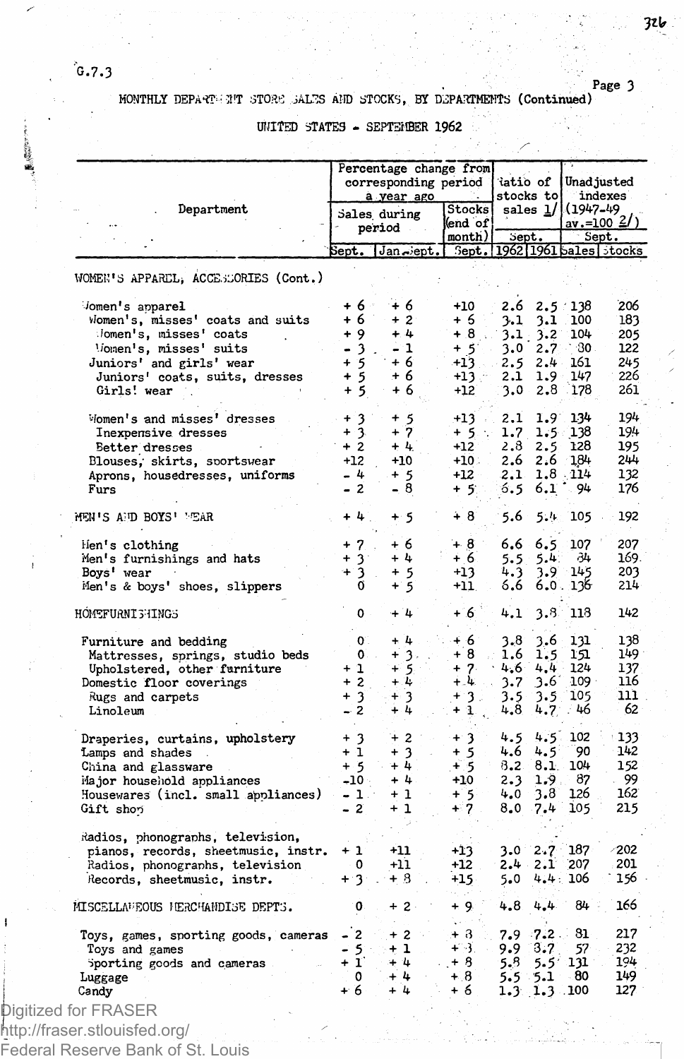G.7.3

MONTHLY DEPARTMENT STORE SALES AND STOCKS, BY DEPARTMENTS (Continued)

UNITED STATES - SEPTEMBER 1962

| Department | Percentage change from corresponding period a year ago | | | Ratio of stocks to sales 1/ | | Unadjusted indexes (1947-49 av.=100 2/) | |
|---|---|---|---|---|---|---|---|
| | Sales during period | | Stocks (end of month) | Sept. | | Sept. | |
| | Sept. | Jan.-Sept. | Sept. | 1962 | 1961 | Sales | Stocks |
| WOMEN'S APPAREL, ACCESSORIES (Cont.) | | | | | | | |
| Women's apparel | + 6 | + 6 | +10 | 2.6 | 2.5 | 138 | 206 |
| Women's, misses' coats and suits | + 6 | + 2 | + 6 | 3.1 | 3.1 | 100 | 183 |
| Women's, misses' coats | + 9 | + 4 | + 8 | 3.1 | 3.2 | 104 | 205 |
| Women's, misses' suits | - 3 | - 1 | + 5 | 3.0 | 2.7 | 80 | 122 |
| Juniors' and girls' wear | + 5 | + 6 | +13 | 2.5 | 2.4 | 161 | 245 |
| Juniors' coats, suits, dresses | + 5 | + 6 | +13 | 2.1 | 1.9 | 147 | 226 |
| Girls' wear | + 5 | + 6 | +12 | 3.0 | 2.8 | 178 | 261 |
| Women's and misses' dresses | + 3 | + 5 | +13 | 2.1 | 1.9 | 134 | 194 |
| Inexpensive dresses | + 3 | + 7 | + 5 | 1.7 | 1.5 | 138 | 194 |
| Better dresses | + 2 | + 4 | +12 | 2.8 | 2.5 | 128 | 195 |
| Blouses, skirts, sportswear | +12 | +10 | +10 | 2.6 | 2.6 | 184 | 244 |
| Aprons, housedresses, uniforms | - 4 | + 5 | +12 | 2.1 | 1.8 | 114 | 132 |
| Furs | - 2 | - 8 | + 5 | 6.5 | 6.1 | 94 | 176 |
| MEN'S AND BOYS' WEAR | + 4 | + 5 | + 8 | 5.6 | 5.4 | 105 | 192 |
| Men's clothing | + 7 | + 6 | + 8 | 6.6 | 6.5 | 107 | 207 |
| Men's furnishings and hats | + 3 | + 4 | + 6 | 5.5 | 5.4 | 84 | 169 |
| Boys' wear | + 3 | + 5 | +13 | 4.3 | 3.9 | 145 | 203 |
| Men's & boys' shoes, slippers | 0 | + 5 | +11 | 6.6 | 6.0 | 136 | 214 |
| HOMEFURNISHINGS | 0 | + 4 | + 6 | 4.1 | 3.8 | 118 | 142 |
| Furniture and bedding | 0 | + 4 | + 6 | 3.8 | 3.6 | 131 | 138 |
| Mattresses, springs, studio beds | 0 | + 3 | + 8 | 1.6 | 1.5 | 151 | 149 |
| Upholstered, other furniture | + 1 | + 5 | + 7 | 4.6 | 4.4 | 124 | 137 |
| Domestic floor coverings | + 2 | + 4 | + 4 | 3.7 | 3.6 | 109 | 116 |
| Rugs and carpets | + 3 | + 3 | + 3 | 3.5 | 3.5 | 105 | 111 |
| Linoleum | - 2 | + 4 | + 1 | 4.8 | 4.7 | 46 | 62 |
| Draperies, curtains, upholstery | + 3 | + 2 | + 3 | 4.5 | 4.5 | 102 | 133 |
| Lamps and shades | + 1 | + 3 | + 5 | 4.6 | 4.5 | 90 | 142 |
| China and glassware | + 5 | + 4 | + 5 | 8.2 | 8.1 | 104 | 152 |
| Major household appliances | -10 | + 4 | +10 | 2.3 | 1.9 | 87 | 99 |
| Housewares (incl. small appliances) | - 1 | + 1 | + 5 | 4.0 | 3.8 | 126 | 162 |
| Gift shop | - 2 | + 1 | + 7 | 8.0 | 7.4 | 105 | 215 |
| Radios, phonographs, television, pianos, records, sheetmusic, instr. | + 1 | +11 | +13 | 3.0 | 2.7 | 187 | 202 |
| Radios, phonographs, television | 0 | +11 | +12 | 2.4 | 2.1 | 207 | 201 |
| Records, sheetmusic, instr. | + 3 | + 8 | +15 | 5.0 | 4.4 | 106 | 156 |
| MISCELLANEOUS MERCHANDISE DEPTS. | 0 | + 2 | + 9 | 4.8 | 4.4 | 84 | 166 |
| Toys, games, sporting goods, cameras | - 2 | + 2 | + 8 | 7.9 | 7.2 | 81 | 217 |
| Toys and games | - 5 | + 1 | + 3 | 9.9 | 8.7 | 57 | 232 |
| Sporting goods and cameras | + 1 | + 4 | + 8 | 5.8 | 5.5 | 131 | 194 |
| Luggage | 0 | + 4 | + 8 | 5.5 | 5.1 | 80 | 149 |
| Candy | + 6 | + 4 | + 6 | 1.3 | 1.3 | 100 | 127 |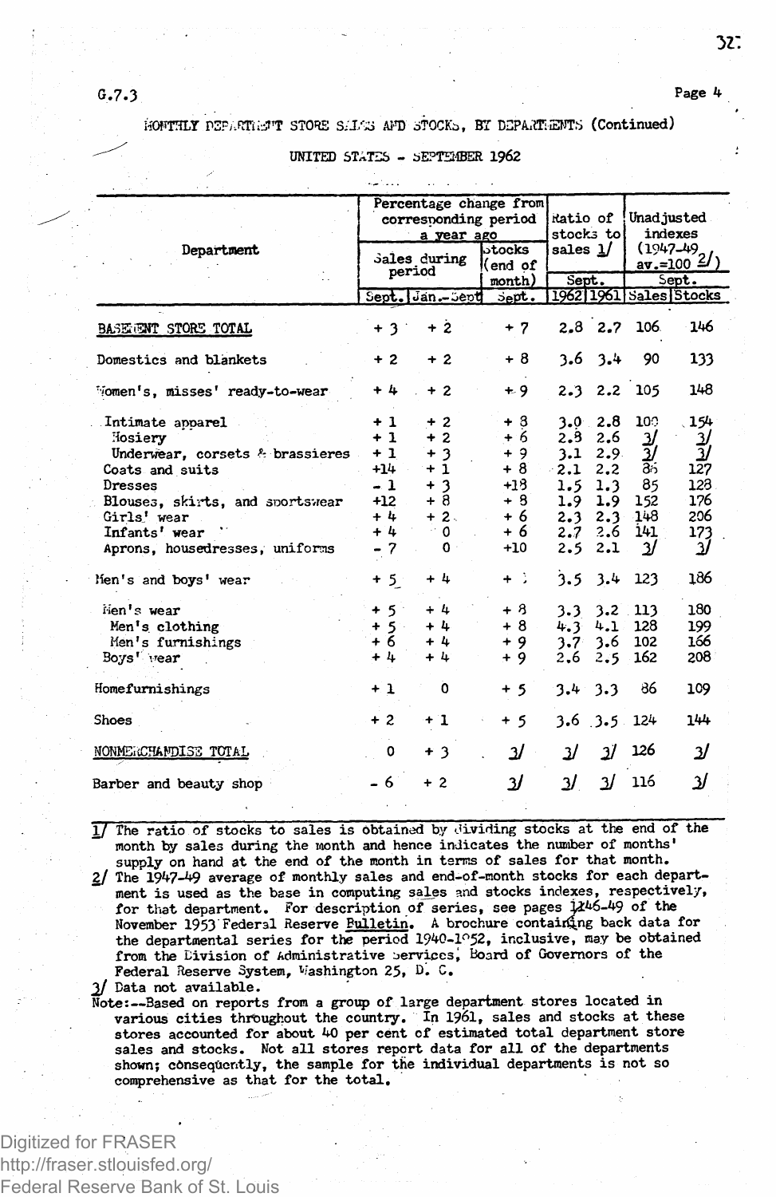G.7.3

MONTHLY DEPARTMENT STORE SALES AND STOCKS, BY DEPARTMENTS (Continued)

UNITED STATES - SEPTEMBER 1962

| Department | Percentage change from corresponding period a year ago | | | Ratio of stocks to sales 1/ | | Unadjusted indexes (1947-49 av.=100 2/) | |
|---|---|---|---|---|---|---|---|
| | Sales during period | | Stocks (end of month) | Sept. | | Sept. | |
| | Sept. | Jan.-Sept. | Sept. | 1962 | 1961 | Sales | Stocks |
| BASEMENT STORE TOTAL | + 3 | + 2 | + 7 | 2.8 | 2.7 | 106 | 146 |
| Domestics and blankets | + 2 | + 2 | + 8 | 3.6 | 3.4 | 90 | 133 |
| Women's, misses' ready-to-wear | + 4 | + 2 | + 9 | 2.3 | 2.2 | 105 | 148 |
| Intimate apparel | + 1 | + 2 | + 8 | 3.0 | 2.8 | 100 | 154 |
| Hosiery | + 1 | + 2 | + 6 | 2.8 | 2.6 | 3/ | 3/ |
| Underwear, corsets & brassieres | + 1 | + 3 | + 9 | 3.1 | 2.9 | 3/ | 3/ |
| Coats and suits | +14 | + 1 | + 8 | 2.1 | 2.2 | 86 | 127 |
| Dresses | - 1 | + 3 | +18 | 1.5 | 1.3 | 85 | 128 |
| Blouses, skirts, and sportswear | +12 | + 8 | + 8 | 1.9 | 1.9 | 152 | 176 |
| Girls' wear | + 4 | + 2 | + 6 | 2.3 | 2.3 | 148 | 206 |
| Infants' wear | + 4 | 0 | + 6 | 2.7 | 2.6 | 141 | 173 |
| Aprons, housedresses, uniforms | - 7 | 0 | +10 | 2.5 | 2.1 | 3/ | 3/ |
| Men's and boys' wear | + 5 | + 4 | + 8 | 3.5 | 3.4 | 123 | 186 |
| Men's wear | + 5 | + 4 | + 8 | 3.3 | 3.2 | 113 | 180 |
| Men's clothing | + 5 | + 4 | + 8 | 4.3 | 4.1 | 128 | 199 |
| Men's furnishings | + 6 | + 4 | + 9 | 3.7 | 3.6 | 102 | 166 |
| Boys' wear | + 4 | + 4 | + 9 | 2.6 | 2.5 | 162 | 208 |
| Homefurnishings | + 1 | 0 | + 5 | 3.4 | 3.3 | 86 | 109 |
| Shoes | + 2 | + 1 | + 5 | 3.6 | 3.5 | 124 | 144 |
| NONMERCHANDISE TOTAL | 0 | + 3 | 3/ | 3/ | 3/ | 126 | 3/ |
| Barber and beauty shop | - 6 | + 2 | 3/ | 3/ | 3/ | 116 | 3/ |

1/ The ratio of stocks to sales is obtained by dividing stocks at the end of the month by sales during the month and hence indicates the number of months' supply on hand at the end of the month in terms of sales for that month.

2/ The 1947-49 average of monthly sales and end-of-month stocks for each department is used as the base in computing sales and stocks indexes, respectively, for that department. For description of series, see pages 1246-49 of the November 1953 Federal Reserve Bulletin. A brochure containing back data for the departmental series for the period 1940-1952, inclusive, may be obtained from the Division of Administrative Services, Board of Governors of the Federal Reserve System, Washington 25, D. C.

3/ Data not available.

Note:--Based on reports from a group of large department stores located in various cities throughout the country. In 1961, sales and stocks at these stores accounted for about 40 per cent of estimated total department store sales and stocks. Not all stores report data for all of the departments shown; consequently, the sample for the individual departments is not so comprehensive as that for the total.